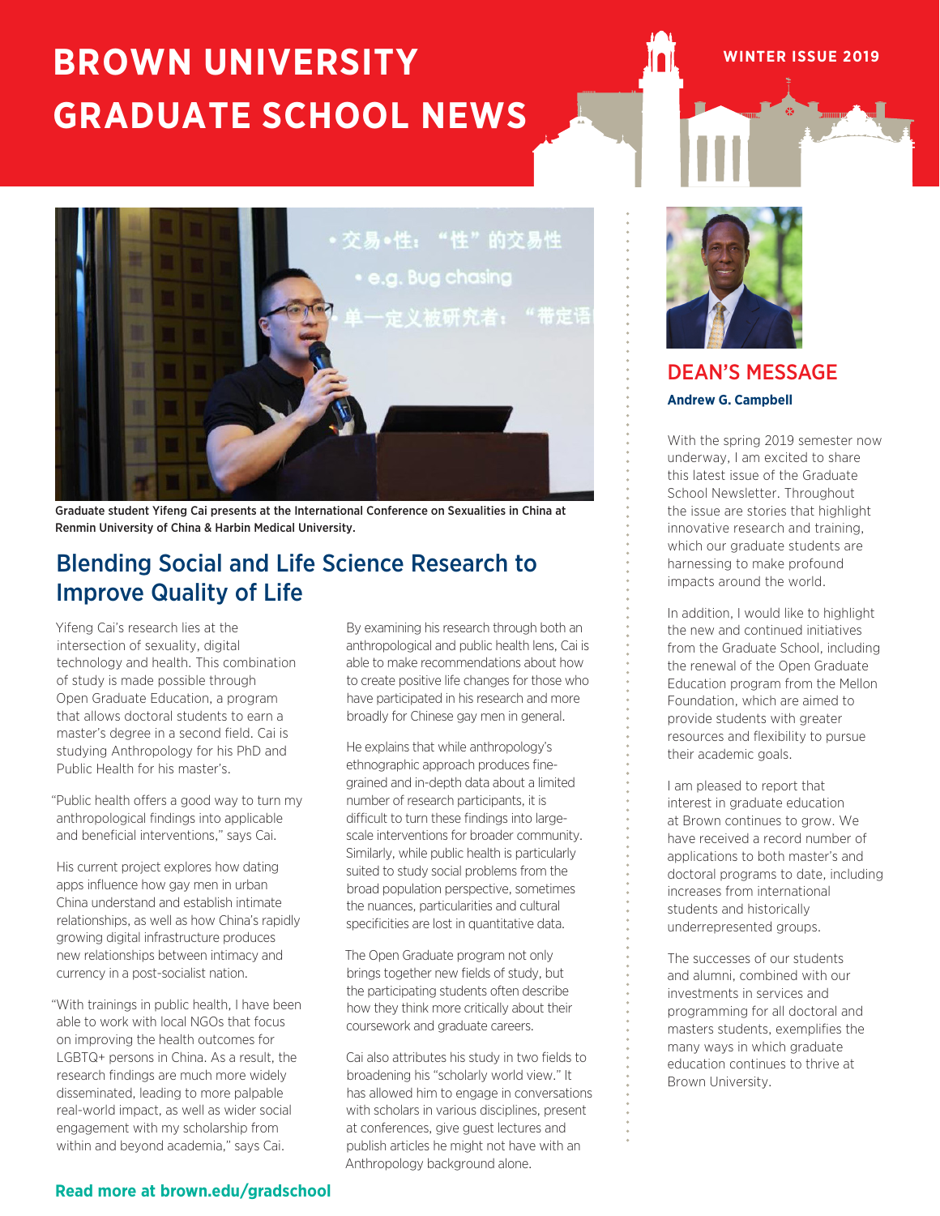# BROWN UNIVERSITY GRADUATE SCHOOL NEWS

WINTER ISSUE 2019

Graduate student Yifeng Cai presents at the International Conference on Sexualities in China at Renmin University of China & Harbin Medical University.

## Blending Social and Life Science Research to Improve Quality of Life

Yifeng Cai's research lies at the intersection of sexuality, digital technology and health. This combination of study is made possible through Open Graduate Education, a program that allows doctoral students to earn a master's degree in a second field. Cai is studying Anthropology for his PhD and Public Health for his master's.

"Public health offers a good way to turn my anthropological findings into applicable and beneficial interventions," says Cai.

His current project explores how dating apps influence how gay men in urban China understand and establish intimate relationships, as well as how China's rapidly growing digital infrastructure produces new relationships between intimacy and currency in a post-socialist nation.

"With trainings in public health, I have been able to work with local NGOs that focus on improving the health outcomes for LGBTQ+ persons in China. As a result, the research findings are much more widely disseminated, leading to more palpable real-world impact, as well as wider social engagement with my scholarship from within and beyond academia," says Cai.

By examining his research through both an anthropological and public health lens, Cai is able to make recommendations about how to create positive life changes for those who have participated in his research and more broadly for Chinese gay men in general.

He explains that while anthropology's ethnographic approach produces fine-grained and in-depth data about a limited number of research participants, it is difficult to turn these findings into large-scale interventions for broader community. Similarly, while public health is particularly suited to study social problems from the broad population perspective, sometimes the nuances, particularities and cultural specificities are lost in quantitative data.

The Open Graduate program not only brings together new fields of study, but the participating students often describe how they think more critically about their coursework and graduate careers.

Cai also attributes his study in two fields to broadening his "scholarly world view." It has allowed him to engage in conversations with scholars in various disciplines, present at conferences, give guest lectures and publish articles he might not have with an Anthropology background alone.

**Read more at brown.edu/gradschool**

## DEAN'S MESSAGE

**Andrew G. Campbell**

With the spring 2019 semester now underway, I am excited to share this latest issue of the Graduate School Newsletter. Throughout the issue are stories that highlight innovative research and training, which our graduate students are harnessing to make profound impacts around the world.

In addition, I would like to highlight the new and continued initiatives from the Graduate School, including the renewal of the Open Graduate Education program from the Mellon Foundation, which are aimed to provide students with greater resources and flexibility to pursue their academic goals.

I am pleased to report that interest in graduate education at Brown continues to grow. We have received a record number of applications to both master's and doctoral programs to date, including increases from international students and historically underrepresented groups.

The successes of our students and alumni, combined with our investments in services and programming for all doctoral and masters students, exemplifies the many ways in which graduate education continues to thrive at Brown University.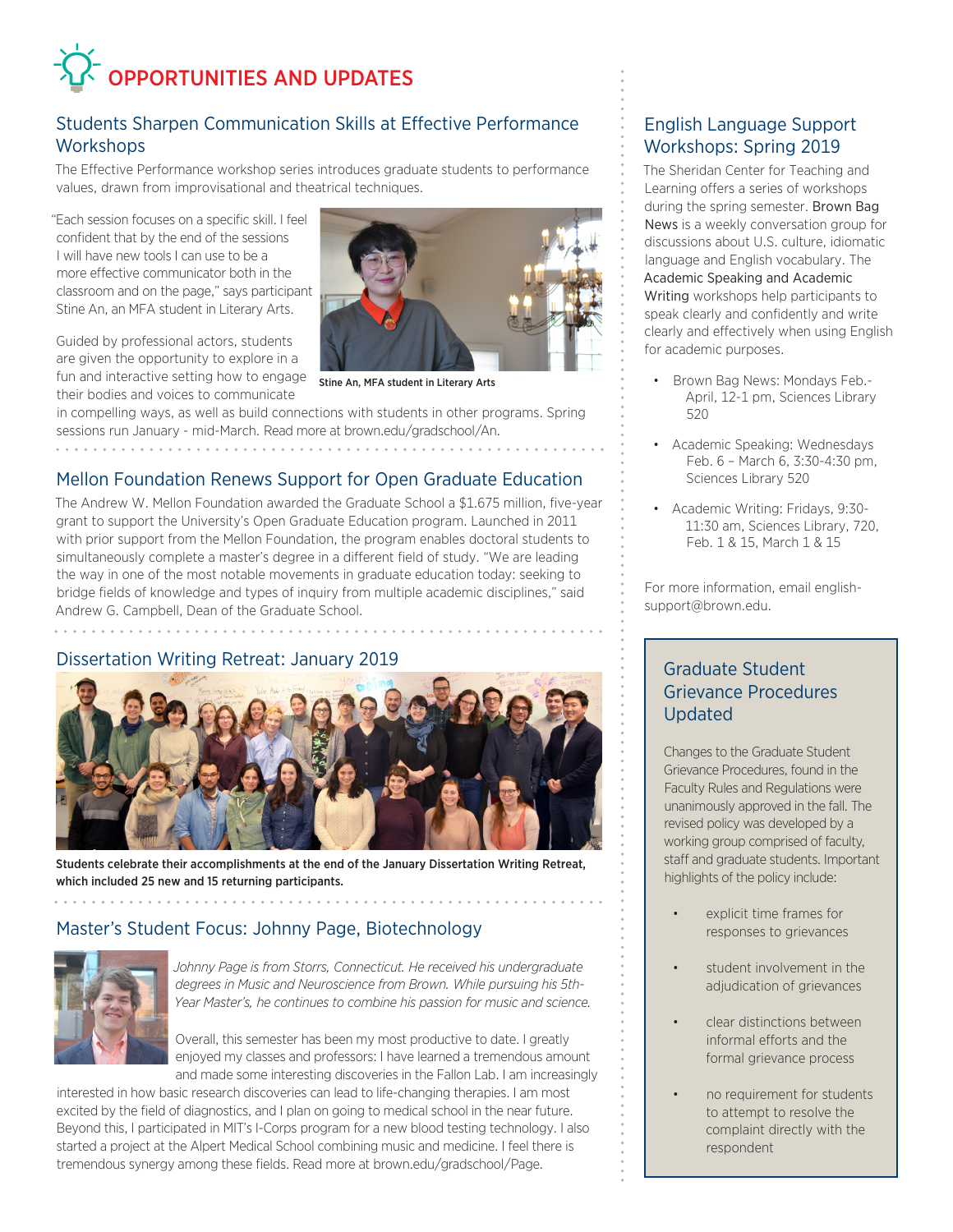# OPPORTUNITIES AND UPDATES

## Students Sharpen Communication Skills at Effective Performance Workshops

The Effective Performance workshop series introduces graduate students to performance values, drawn from improvisational and theatrical techniques.

"Each session focuses on a specific skill. I feel confident that by the end of the sessions I will have new tools I can use to be a more effective communicator both in the classroom and on the page," says participant Stine An, an MFA student in Literary Arts.

**Stine An, MFA student in Literary Arts**

Guided by professional actors, students are given the opportunity to explore in a fun and interactive setting how to engage their bodies and voices to communicate in compelling ways, as well as build connections with students in other programs. Spring sessions run January - mid-March. Read more at brown.edu/gradschool/An.

## Mellon Foundation Renews Support for Open Graduate Education

The Andrew W. Mellon Foundation awarded the Graduate School a $1.675 million, five-year grant to support the University's Open Graduate Education program. Launched in 2011 with prior support from the Mellon Foundation, the program enables doctoral students to simultaneously complete a master's degree in a different field of study. "We are leading the way in one of the most notable movements in graduate education today: seeking to bridge fields of knowledge and types of inquiry from multiple academic disciplines," said Andrew G. Campbell, Dean of the Graduate School.

## Dissertation Writing Retreat: January 2019

**Students celebrate their accomplishments at the end of the January Dissertation Writing Retreat, which included 25 new and 15 returning participants.**

## Master's Student Focus: Johnny Page, Biotechnology

*Johnny Page is from Storrs, Connecticut. He received his undergraduate degrees in Music and Neuroscience from Brown. While pursuing his 5th-Year Master's, he continues to combine his passion for music and science.*

Overall, this semester has been my most productive to date. I greatly enjoyed my classes and professors: I have learned a tremendous amount and made some interesting discoveries in the Fallon Lab. I am increasingly interested in how basic research discoveries can lead to life-changing therapies. I am most excited by the field of diagnostics, and I plan on going to medical school in the near future. Beyond this, I participated in MIT's I-Corps program for a new blood testing technology. I also started a project at the Alpert Medical School combining music and medicine. I feel there is tremendous synergy among these fields. Read more at brown.edu/gradschool/Page.

## English Language Support Workshops: Spring 2019

The Sheridan Center for Teaching and Learning offers a series of workshops during the spring semester. Brown Bag News is a weekly conversation group for discussions about U.S. culture, idiomatic language and English vocabulary. The Academic Speaking and Academic Writing workshops help participants to speak clearly and confidently and write clearly and effectively when using English for academic purposes.

- Brown Bag News: Mondays Feb.-April, 12-1 pm, Sciences Library 520
- Academic Speaking: Wednesdays Feb. 6 – March 6, 3:30-4:30 pm, Sciences Library 520
- Academic Writing: Fridays, 9:30-11:30 am, Sciences Library, 720, Feb. 1 & 15, March 1 & 15

For more information, email english-support@brown.edu.

## Graduate Student Grievance Procedures Updated

Changes to the Graduate Student Grievance Procedures, found in the Faculty Rules and Regulations were unanimously approved in the fall. The revised policy was developed by a working group comprised of faculty, staff and graduate students. Important highlights of the policy include:

- explicit time frames for responses to grievances
- student involvement in the adjudication of grievances
- clear distinctions between informal efforts and the formal grievance process
- no requirement for students to attempt to resolve the complaint directly with the respondent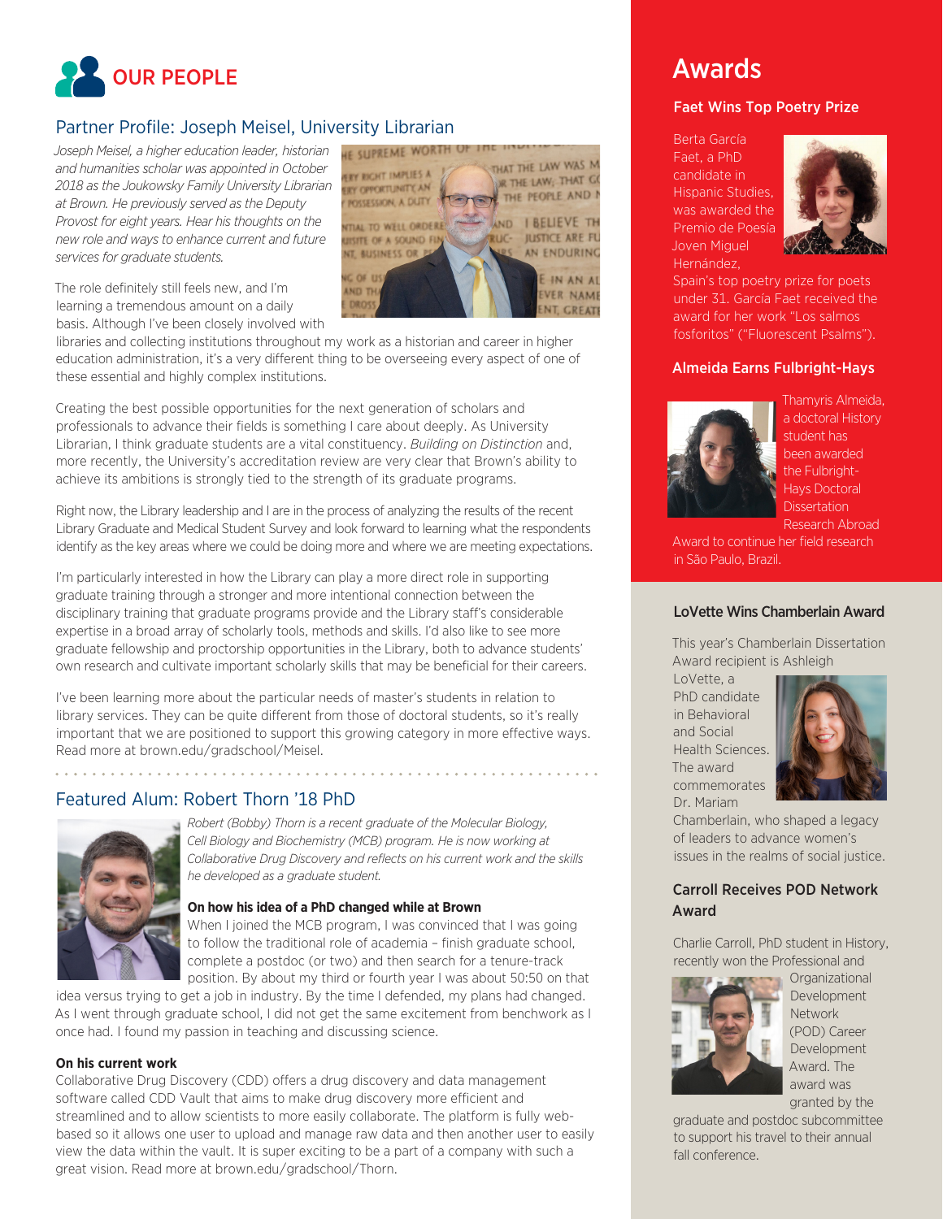# OUR PEOPLE

## Partner Profile: Joseph Meisel, University Librarian

*Joseph Meisel, a higher education leader, historian and humanities scholar was appointed in October 2018 as the Joukowsky Family University Librarian at Brown. He previously served as the Deputy Provost for eight years. Hear his thoughts on the new role and ways to enhance current and future services for graduate students.*

The role definitely still feels new, and I'm learning a tremendous amount on a daily basis. Although I've been closely involved with libraries and collecting institutions throughout my work as a historian and career in higher education administration, it's a very different thing to be overseeing every aspect of one of these essential and highly complex institutions.

Creating the best possible opportunities for the next generation of scholars and professionals to advance their fields is something I care about deeply. As University Librarian, I think graduate students are a vital constituency. *Building on Distinction* and, more recently, the University's accreditation review are very clear that Brown's ability to achieve its ambitions is strongly tied to the strength of its graduate programs.

Right now, the Library leadership and I are in the process of analyzing the results of the recent Library Graduate and Medical Student Survey and look forward to learning what the respondents identify as the key areas where we could be doing more and where we are meeting expectations.

I'm particularly interested in how the Library can play a more direct role in supporting graduate training through a stronger and more intentional connection between the disciplinary training that graduate programs provide and the Library staff's considerable expertise in a broad array of scholarly tools, methods and skills. I'd also like to see more graduate fellowship and proctorship opportunities in the Library, both to advance students' own research and cultivate important scholarly skills that may be beneficial for their careers.

I've been learning more about the particular needs of master's students in relation to library services. They can be quite different from those of doctoral students, so it's really important that we are positioned to support this growing category in more effective ways. Read more at brown.edu/gradschool/Meisel.

## Featured Alum: Robert Thorn '18 PhD

*Robert (Bobby) Thorn is a recent graduate of the Molecular Biology, Cell Biology and Biochemistry (MCB) program. He is now working at Collaborative Drug Discovery and reflects on his current work and the skills he developed as a graduate student.*

**On how his idea of a PhD changed while at Brown**

When I joined the MCB program, I was convinced that I was going to follow the traditional role of academia – finish graduate school, complete a postdoc (or two) and then search for a tenure-track position. By about my third or fourth year I was about 50:50 on that idea versus trying to get a job in industry. By the time I defended, my plans had changed. As I went through graduate school, I did not get the same excitement from benchwork as I once had. I found my passion in teaching and discussing science.

**On his current work**

Collaborative Drug Discovery (CDD) offers a drug discovery and data management software called CDD Vault that aims to make drug discovery more efficient and streamlined and to allow scientists to more easily collaborate. The platform is fully web-based so it allows one user to upload and manage raw data and then another user to easily view the data within the vault. It is super exciting to be a part of a company with such a great vision. Read more at brown.edu/gradschool/Thorn.

# Awards

### Faet Wins Top Poetry Prize

Berta García Faet, a PhD candidate in Hispanic Studies, was awarded the Premio de Poesía Joven Miguel Hernández, Spain's top poetry prize for poets under 31. García Faet received the award for her work "Los salmos fosforitos" ("Fluorescent Psalms").

### Almeida Earns Fulbright-Hays

Thamyris Almeida, a doctoral History student has been awarded the Fulbright-Hays Doctoral Dissertation Research Abroad Award to continue her field research in São Paulo, Brazil.

### LoVette Wins Chamberlain Award

This year's Chamberlain Dissertation Award recipient is Ashleigh LoVette, a PhD candidate in Behavioral and Social Health Sciences. The award commemorates Dr. Mariam Chamberlain, who shaped a legacy of leaders to advance women's issues in the realms of social justice.

### Carroll Receives POD Network Award

Charlie Carroll, PhD student in History, recently won the Professional and Organizational Development Network (POD) Career Development Award. The award was granted by the graduate and postdoc subcommittee to support his travel to their annual fall conference.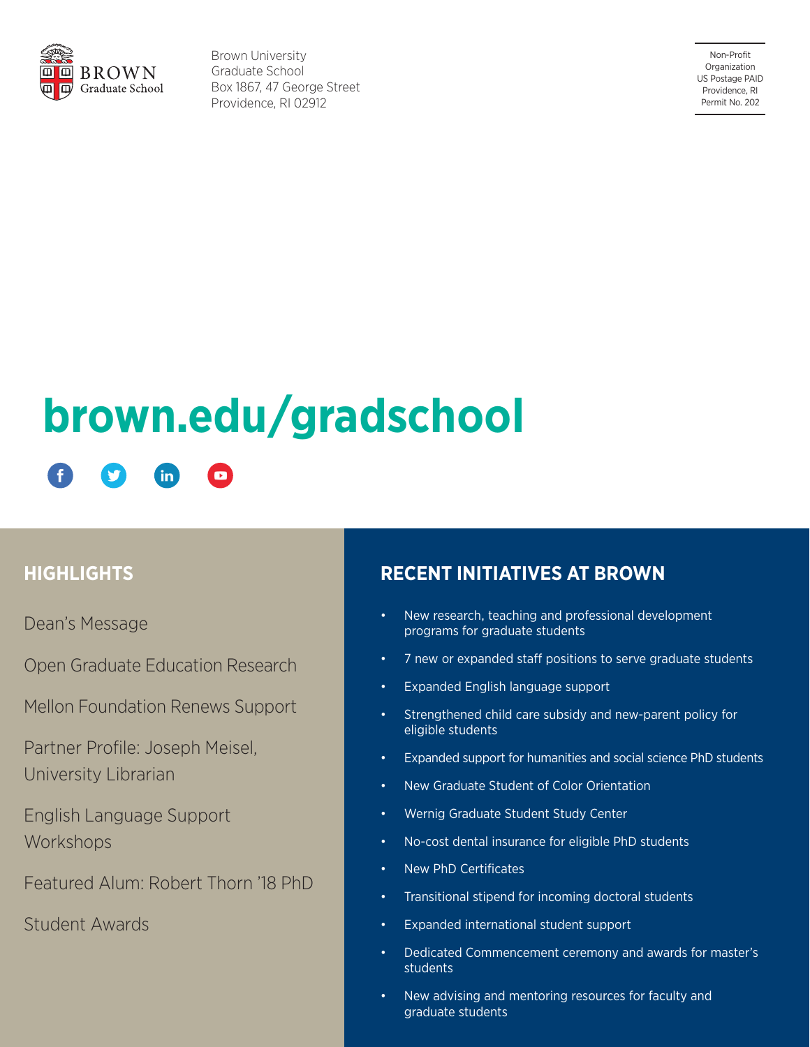BROWN Graduate School

Brown University
Graduate School
Box 1867, 47 George Street
Providence, RI 02912

Non-Profit Organization
US Postage PAID
Providence, RI
Permit No. 202

# brown.edu/gradschool

## HIGHLIGHTS

Dean's Message

Open Graduate Education Research

Mellon Foundation Renews Support

Partner Profile: Joseph Meisel, University Librarian

English Language Support Workshops

Featured Alum: Robert Thorn '18 PhD

Student Awards

## RECENT INITIATIVES AT BROWN

- New research, teaching and professional development programs for graduate students
- 7 new or expanded staff positions to serve graduate students
- Expanded English language support
- Strengthened child care subsidy and new-parent policy for eligible students
- Expanded support for humanities and social science PhD students
- New Graduate Student of Color Orientation
- Wernig Graduate Student Study Center
- No-cost dental insurance for eligible PhD students
- New PhD Certificates
- Transitional stipend for incoming doctoral students
- Expanded international student support
- Dedicated Commencement ceremony and awards for master's students
- New advising and mentoring resources for faculty and graduate students